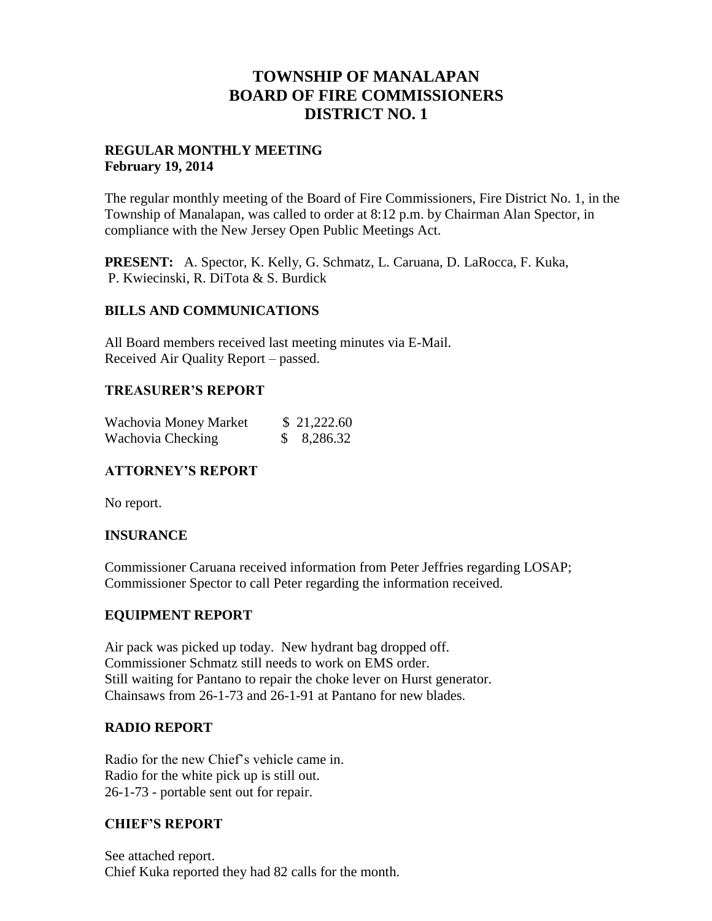# TOWNSHIP OF MANALAPAN
# BOARD OF FIRE COMMISSIONERS
# DISTRICT NO. 1

**REGULAR MONTHLY MEETING**
**February 19, 2014**

The regular monthly meeting of the Board of Fire Commissioners, Fire District No. 1, in the Township of Manalapan, was called to order at 8:12 p.m. by Chairman Alan Spector, in compliance with the New Jersey Open Public Meetings Act.

**PRESENT:** A. Spector, K. Kelly, G. Schmatz, L. Caruana, D. LaRocca, F. Kuka, P. Kwiecinski, R. DiTota & S. Burdick

## BILLS AND COMMUNICATIONS

All Board members received last meeting minutes via E-Mail.
Received Air Quality Report – passed.

## TREASURER'S REPORT

| | |
|---|---|
| Wachovia Money Market | $ 21,222.60 |
| Wachovia Checking | $ 8,286.32 |

## ATTORNEY'S REPORT

No report.

## INSURANCE

Commissioner Caruana received information from Peter Jeffries regarding LOSAP; Commissioner Spector to call Peter regarding the information received.

## EQUIPMENT REPORT

Air pack was picked up today. New hydrant bag dropped off.
Commissioner Schmatz still needs to work on EMS order.
Still waiting for Pantano to repair the choke lever on Hurst generator.
Chainsaws from 26-1-73 and 26-1-91 at Pantano for new blades.

## RADIO REPORT

Radio for the new Chief's vehicle came in.
Radio for the white pick up is still out.
26-1-73 - portable sent out for repair.

## CHIEF'S REPORT

See attached report.
Chief Kuka reported they had 82 calls for the month.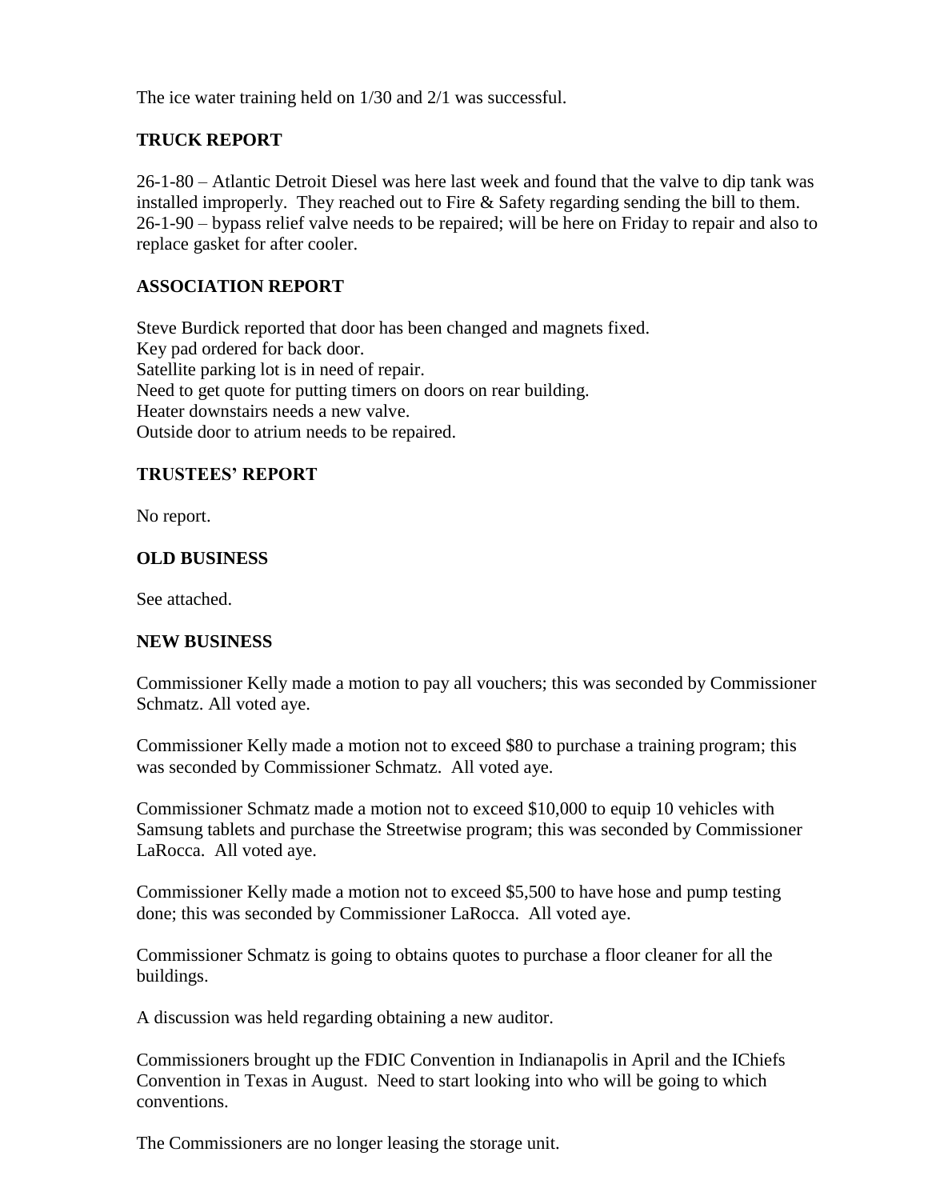The ice water training held on 1/30 and 2/1 was successful.

## TRUCK REPORT

26-1-80 – Atlantic Detroit Diesel was here last week and found that the valve to dip tank was installed improperly. They reached out to Fire & Safety regarding sending the bill to them.
26-1-90 – bypass relief valve needs to be repaired; will be here on Friday to repair and also to replace gasket for after cooler.

## ASSOCIATION REPORT

Steve Burdick reported that door has been changed and magnets fixed.
Key pad ordered for back door.
Satellite parking lot is in need of repair.
Need to get quote for putting timers on doors on rear building.
Heater downstairs needs a new valve.
Outside door to atrium needs to be repaired.

## TRUSTEES' REPORT

No report.

## OLD BUSINESS

See attached.

## NEW BUSINESS

Commissioner Kelly made a motion to pay all vouchers; this was seconded by Commissioner Schmatz. All voted aye.

Commissioner Kelly made a motion not to exceed $80 to purchase a training program; this was seconded by Commissioner Schmatz. All voted aye.

Commissioner Schmatz made a motion not to exceed $10,000 to equip 10 vehicles with Samsung tablets and purchase the Streetwise program; this was seconded by Commissioner LaRocca. All voted aye.

Commissioner Kelly made a motion not to exceed $5,500 to have hose and pump testing done; this was seconded by Commissioner LaRocca. All voted aye.

Commissioner Schmatz is going to obtains quotes to purchase a floor cleaner for all the buildings.

A discussion was held regarding obtaining a new auditor.

Commissioners brought up the FDIC Convention in Indianapolis in April and the IChiefs Convention in Texas in August. Need to start looking into who will be going to which conventions.

The Commissioners are no longer leasing the storage unit.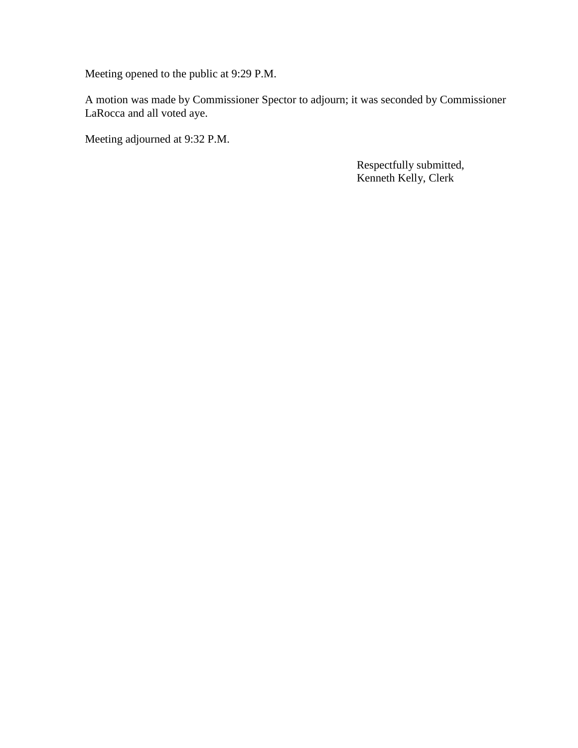Meeting opened to the public at 9:29 P.M.

A motion was made by Commissioner Spector to adjourn; it was seconded by Commissioner LaRocca and all voted aye.

Meeting adjourned at 9:32 P.M.

Respectfully submitted,
Kenneth Kelly, Clerk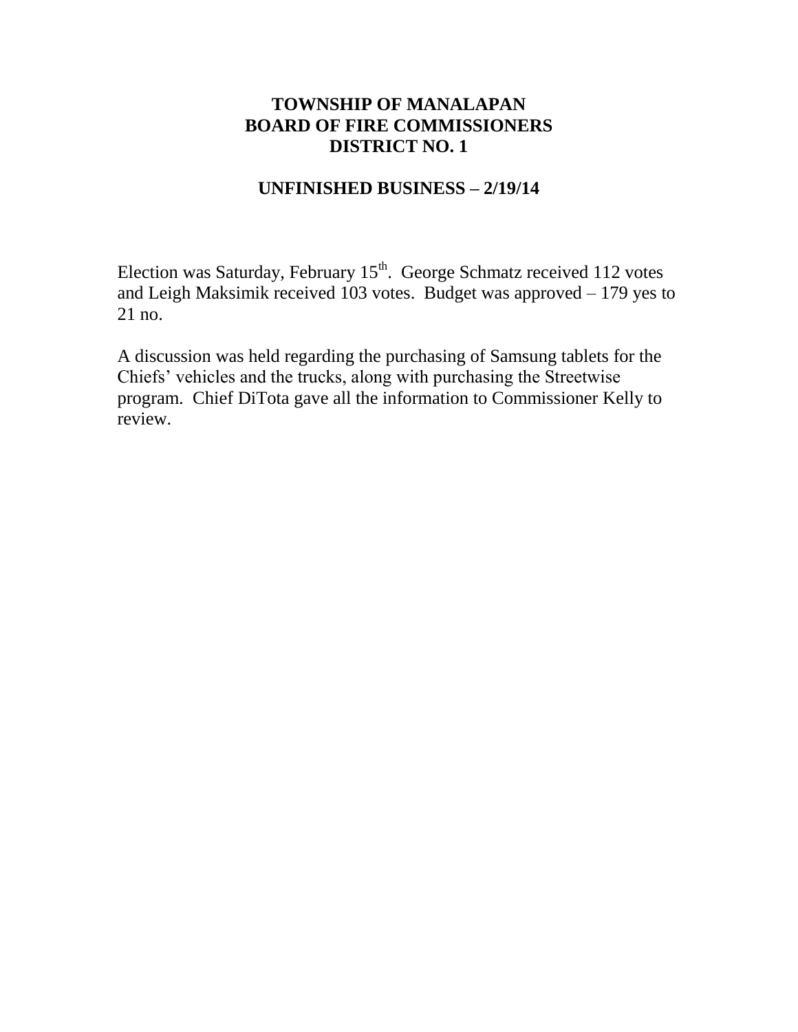**TOWNSHIP OF MANALAPAN**
**BOARD OF FIRE COMMISSIONERS**
**DISTRICT NO. 1**

**UNFINISHED BUSINESS – 2/19/14**

Election was Saturday, February 15th. George Schmatz received 112 votes and Leigh Maksimik received 103 votes. Budget was approved – 179 yes to 21 no.

A discussion was held regarding the purchasing of Samsung tablets for the Chiefs' vehicles and the trucks, along with purchasing the Streetwise program. Chief DiTota gave all the information to Commissioner Kelly to review.